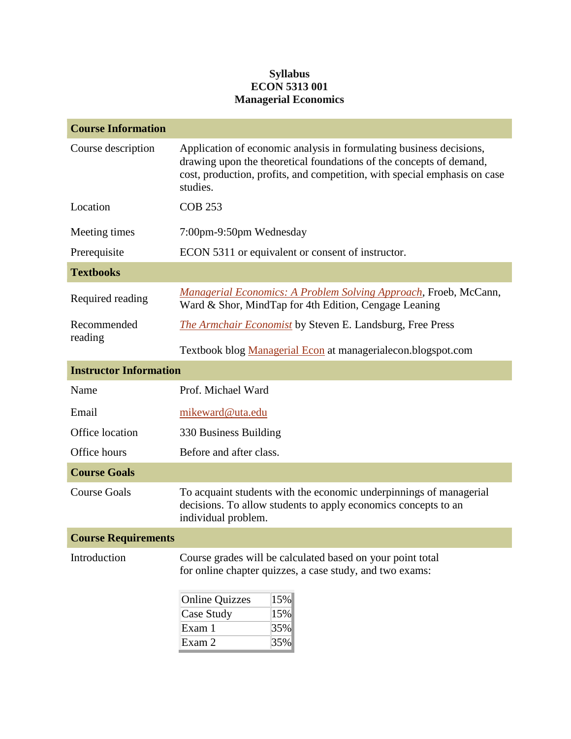**Syllabus**
**ECON 5313 001**
**Managerial Economics**

## Course Information

| | |
|---|---|
| Course description | Application of economic analysis in formulating business decisions, drawing upon the theoretical foundations of the concepts of demand, cost, production, profits, and competition, with special emphasis on case studies. |
| Location | COB 253 |
| Meeting times | 7:00pm-9:50pm Wednesday |
| Prerequisite | ECON 5311 or equivalent or consent of instructor. |

## Textbooks

| | |
|---|---|
| Required reading | *Managerial Economics: A Problem Solving Approach*, Froeb, McCann, Ward & Shor, MindTap for 4th Edition, Cengage Leaning |
| Recommended reading | *The Armchair Economist* by Steven E. Landsburg, Free Press<br><br>Textbook blog Managerial Econ at managerialecon.blogspot.com |

## Instructor Information

| | |
|---|---|
| Name | Prof. Michael Ward |
| Email | mikeward@uta.edu |
| Office location | 330 Business Building |
| Office hours | Before and after class. |

## Course Goals

| | |
|---|---|
| Course Goals | To acquaint students with the economic underpinnings of managerial decisions. To allow students to apply economics concepts to an individual problem. |

## Course Requirements

Introduction

Course grades will be calculated based on your point total for online chapter quizzes, a case study, and two exams:

| Component | Weight |
|---|---|
| Online Quizzes | 15% |
| Case Study | 15% |
| Exam 1 | 35% |
| Exam 2 | 35% |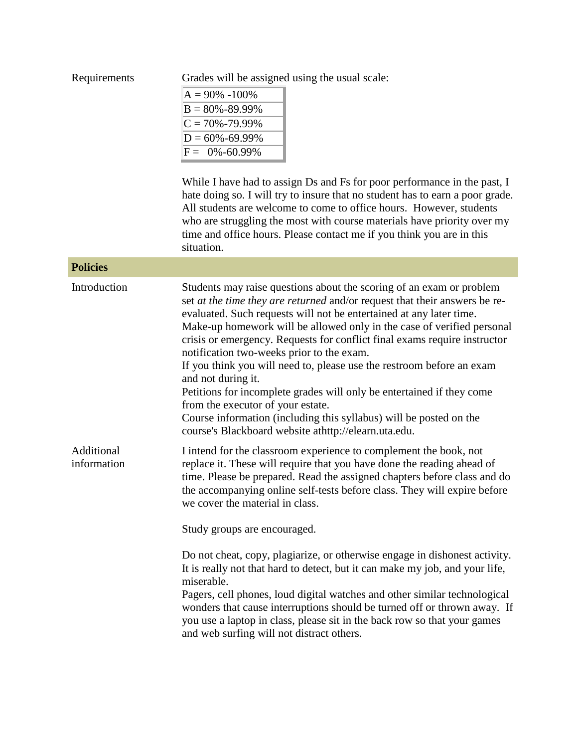Requirements

Grades will be assigned using the usual scale:

| |
|---|
| A = 90% -100% |
| B = 80%-89.99% |
| C = 70%-79.99% |
| D = 60%-69.99% |
| F = 0%-60.99% |

While I have had to assign Ds and Fs for poor performance in the past, I hate doing so. I will try to insure that no student has to earn a poor grade. All students are welcome to come to office hours. However, students who are struggling the most with course materials have priority over my time and office hours. Please contact me if you think you are in this situation.

## Policies

Introduction

Students may raise questions about the scoring of an exam or problem set *at the time they are returned* and/or request that their answers be re-evaluated. Such requests will not be entertained at any later time.
Make-up homework will be allowed only in the case of verified personal crisis or emergency. Requests for conflict final exams require instructor notification two-weeks prior to the exam.
If you think you will need to, please use the restroom before an exam and not during it.
Petitions for incomplete grades will only be entertained if they come from the executor of your estate.
Course information (including this syllabus) will be posted on the course's Blackboard website athttp://elearn.uta.edu.

Additional information

I intend for the classroom experience to complement the book, not replace it. These will require that you have done the reading ahead of time. Please be prepared. Read the assigned chapters before class and do the accompanying online self-tests before class. They will expire before we cover the material in class.

Study groups are encouraged.

Do not cheat, copy, plagiarize, or otherwise engage in dishonest activity. It is really not that hard to detect, but it can make my job, and your life, miserable.
Pagers, cell phones, loud digital watches and other similar technological wonders that cause interruptions should be turned off or thrown away. If you use a laptop in class, please sit in the back row so that your games and web surfing will not distract others.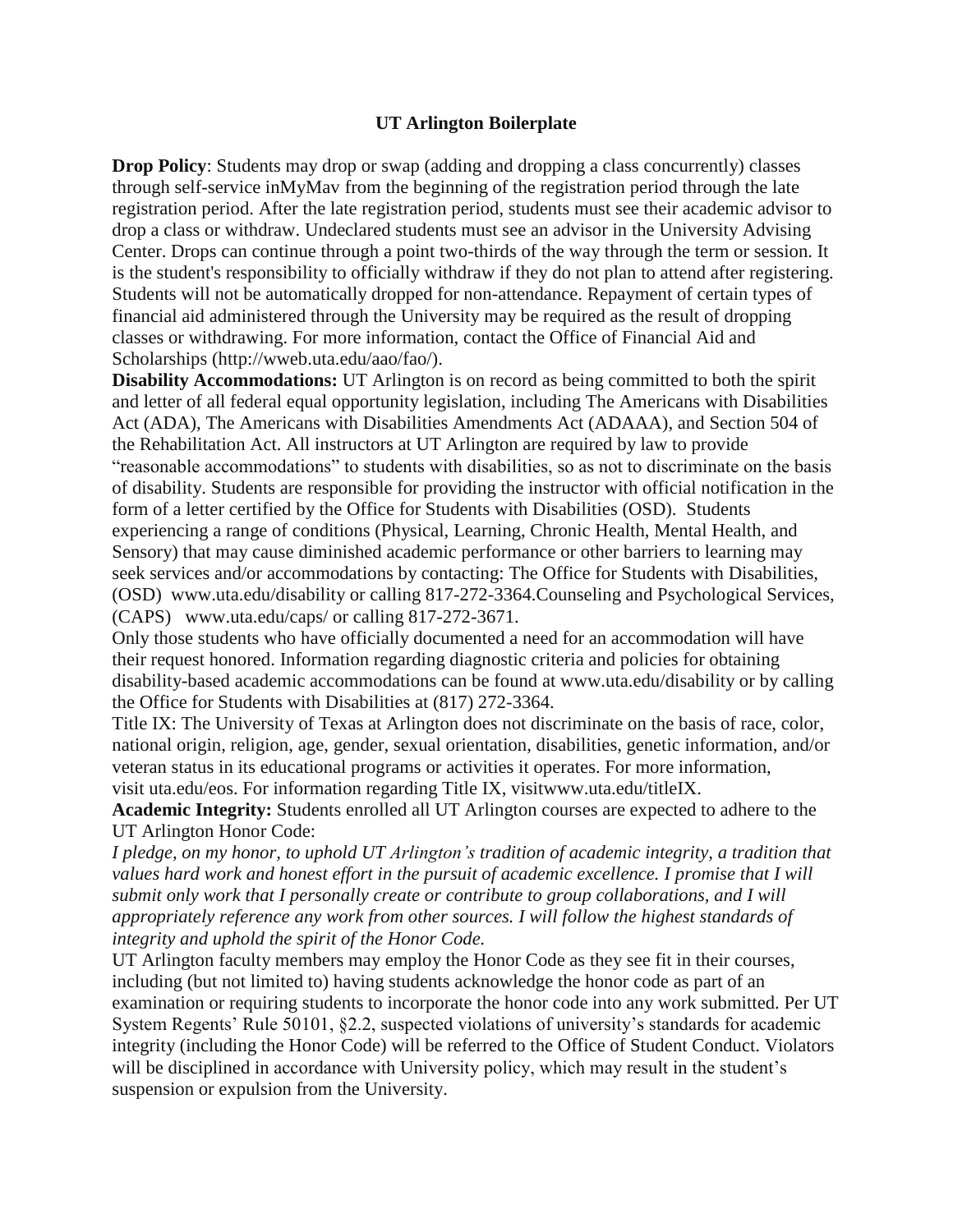# UT Arlington Boilerplate

**Drop Policy**: Students may drop or swap (adding and dropping a class concurrently) classes through self-service inMyMav from the beginning of the registration period through the late registration period. After the late registration period, students must see their academic advisor to drop a class or withdraw. Undeclared students must see an advisor in the University Advising Center. Drops can continue through a point two-thirds of the way through the term or session. It is the student's responsibility to officially withdraw if they do not plan to attend after registering. Students will not be automatically dropped for non-attendance. Repayment of certain types of financial aid administered through the University may be required as the result of dropping classes or withdrawing. For more information, contact the Office of Financial Aid and Scholarships (http://wweb.uta.edu/aao/fao/).

**Disability Accommodations:** UT Arlington is on record as being committed to both the spirit and letter of all federal equal opportunity legislation, including The Americans with Disabilities Act (ADA), The Americans with Disabilities Amendments Act (ADAAA), and Section 504 of the Rehabilitation Act. All instructors at UT Arlington are required by law to provide "reasonable accommodations" to students with disabilities, so as not to discriminate on the basis of disability. Students are responsible for providing the instructor with official notification in the form of a letter certified by the Office for Students with Disabilities (OSD). Students experiencing a range of conditions (Physical, Learning, Chronic Health, Mental Health, and Sensory) that may cause diminished academic performance or other barriers to learning may seek services and/or accommodations by contacting: The Office for Students with Disabilities, (OSD) www.uta.edu/disability or calling 817-272-3364.Counseling and Psychological Services, (CAPS) www.uta.edu/caps/ or calling 817-272-3671.

Only those students who have officially documented a need for an accommodation will have their request honored. Information regarding diagnostic criteria and policies for obtaining disability-based academic accommodations can be found at www.uta.edu/disability or by calling the Office for Students with Disabilities at (817) 272-3364.

Title IX: The University of Texas at Arlington does not discriminate on the basis of race, color, national origin, religion, age, gender, sexual orientation, disabilities, genetic information, and/or veteran status in its educational programs or activities it operates. For more information, visit uta.edu/eos. For information regarding Title IX, visitwww.uta.edu/titleIX.

**Academic Integrity:** Students enrolled all UT Arlington courses are expected to adhere to the UT Arlington Honor Code:

*I pledge, on my honor, to uphold UT Arlington's tradition of academic integrity, a tradition that values hard work and honest effort in the pursuit of academic excellence. I promise that I will submit only work that I personally create or contribute to group collaborations, and I will appropriately reference any work from other sources. I will follow the highest standards of integrity and uphold the spirit of the Honor Code.*

UT Arlington faculty members may employ the Honor Code as they see fit in their courses, including (but not limited to) having students acknowledge the honor code as part of an examination or requiring students to incorporate the honor code into any work submitted. Per UT System Regents' Rule 50101, §2.2, suspected violations of university's standards for academic integrity (including the Honor Code) will be referred to the Office of Student Conduct. Violators will be disciplined in accordance with University policy, which may result in the student's suspension or expulsion from the University.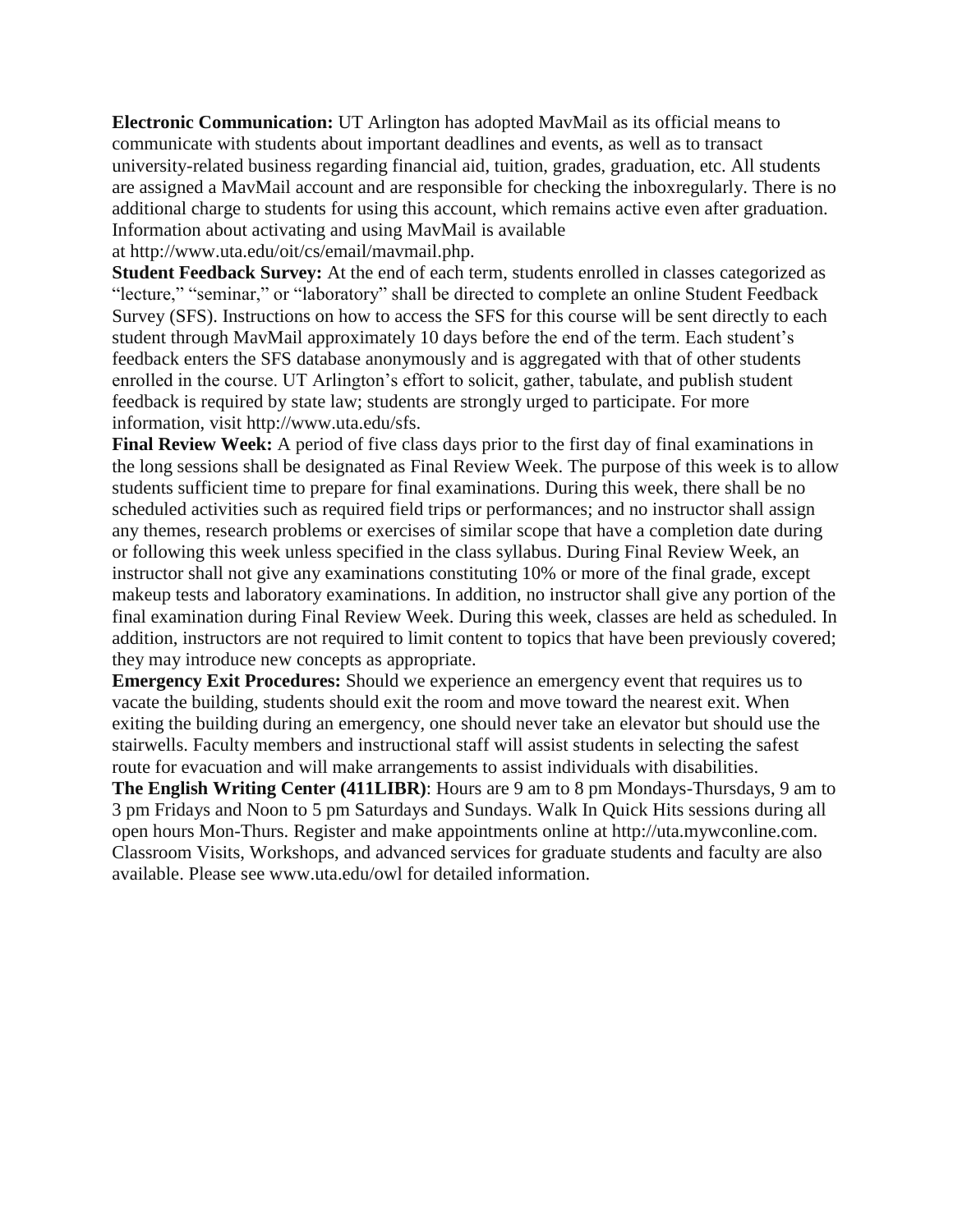**Electronic Communication:** UT Arlington has adopted MavMail as its official means to communicate with students about important deadlines and events, as well as to transact university-related business regarding financial aid, tuition, grades, graduation, etc. All students are assigned a MavMail account and are responsible for checking the inboxregularly. There is no additional charge to students for using this account, which remains active even after graduation. Information about activating and using MavMail is available at http://www.uta.edu/oit/cs/email/mavmail.php.

**Student Feedback Survey:** At the end of each term, students enrolled in classes categorized as "lecture," "seminar," or "laboratory" shall be directed to complete an online Student Feedback Survey (SFS). Instructions on how to access the SFS for this course will be sent directly to each student through MavMail approximately 10 days before the end of the term. Each student's feedback enters the SFS database anonymously and is aggregated with that of other students enrolled in the course. UT Arlington's effort to solicit, gather, tabulate, and publish student feedback is required by state law; students are strongly urged to participate. For more information, visit http://www.uta.edu/sfs.

**Final Review Week:** A period of five class days prior to the first day of final examinations in the long sessions shall be designated as Final Review Week. The purpose of this week is to allow students sufficient time to prepare for final examinations. During this week, there shall be no scheduled activities such as required field trips or performances; and no instructor shall assign any themes, research problems or exercises of similar scope that have a completion date during or following this week unless specified in the class syllabus. During Final Review Week, an instructor shall not give any examinations constituting 10% or more of the final grade, except makeup tests and laboratory examinations. In addition, no instructor shall give any portion of the final examination during Final Review Week. During this week, classes are held as scheduled. In addition, instructors are not required to limit content to topics that have been previously covered; they may introduce new concepts as appropriate.

**Emergency Exit Procedures:** Should we experience an emergency event that requires us to vacate the building, students should exit the room and move toward the nearest exit. When exiting the building during an emergency, one should never take an elevator but should use the stairwells. Faculty members and instructional staff will assist students in selecting the safest route for evacuation and will make arrangements to assist individuals with disabilities.

**The English Writing Center (411LIBR)**: Hours are 9 am to 8 pm Mondays-Thursdays, 9 am to 3 pm Fridays and Noon to 5 pm Saturdays and Sundays. Walk In Quick Hits sessions during all open hours Mon-Thurs. Register and make appointments online at http://uta.mywconline.com. Classroom Visits, Workshops, and advanced services for graduate students and faculty are also available. Please see www.uta.edu/owl for detailed information.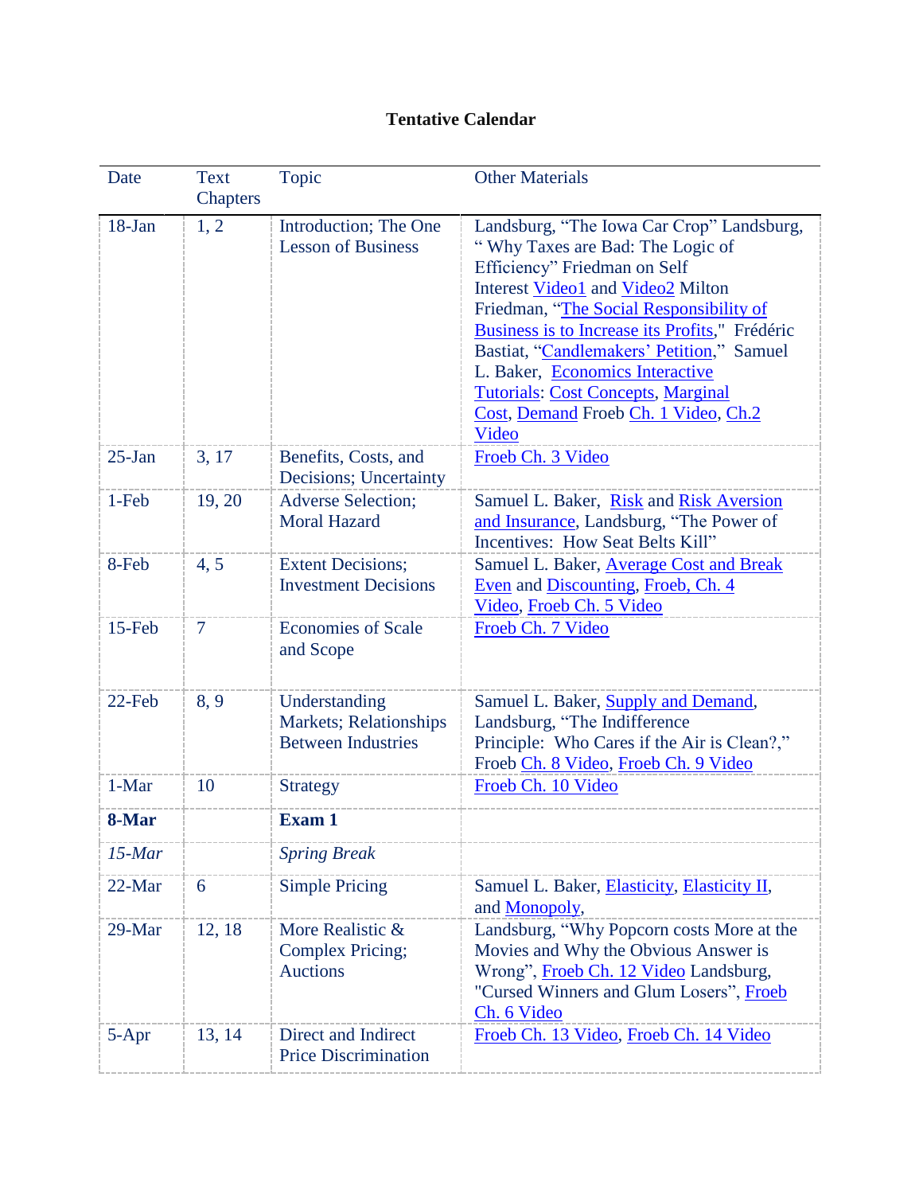**Tentative Calendar**

| Date | Text Chapters | Topic | Other Materials |
|---|---|---|---|
| 18-Jan | 1, 2 | Introduction; The One Lesson of Business | Landsburg, "The Iowa Car Crop" Landsburg, " Why Taxes are Bad: The Logic of Efficiency" Friedman on Self Interest Video1 and Video2 Milton Friedman, "The Social Responsibility of Business is to Increase its Profits," Frédéric Bastiat, "Candlemakers' Petition," Samuel L. Baker, Economics Interactive Tutorials: Cost Concepts, Marginal Cost, Demand Froeb Ch. 1 Video, Ch.2 Video |
| 25-Jan | 3, 17 | Benefits, Costs, and Decisions; Uncertainty | Froeb Ch. 3 Video |
| 1-Feb | 19, 20 | Adverse Selection; Moral Hazard | Samuel L. Baker, Risk and Risk Aversion and Insurance, Landsburg, "The Power of Incentives: How Seat Belts Kill" |
| 8-Feb | 4, 5 | Extent Decisions; Investment Decisions | Samuel L. Baker, Average Cost and Break Even and Discounting, Froeb, Ch. 4 Video, Froeb Ch. 5 Video |
| 15-Feb | 7 | Economies of Scale and Scope | Froeb Ch. 7 Video |
| 22-Feb | 8, 9 | Understanding Markets; Relationships Between Industries | Samuel L. Baker, Supply and Demand, Landsburg, "The Indifference Principle: Who Cares if the Air is Clean?," Froeb Ch. 8 Video, Froeb Ch. 9 Video |
| 1-Mar | 10 | Strategy | Froeb Ch. 10 Video |
| **8-Mar** | | **Exam 1** | |
| *15-Mar* | | *Spring Break* | |
| 22-Mar | 6 | Simple Pricing | Samuel L. Baker, Elasticity, Elasticity II, and Monopoly, |
| 29-Mar | 12, 18 | More Realistic & Complex Pricing; Auctions | Landsburg, "Why Popcorn costs More at the Movies and Why the Obvious Answer is Wrong", Froeb Ch. 12 Video Landsburg, "Cursed Winners and Glum Losers", Froeb Ch. 6 Video |
| 5-Apr | 13, 14 | Direct and Indirect Price Discrimination | Froeb Ch. 13 Video, Froeb Ch. 14 Video |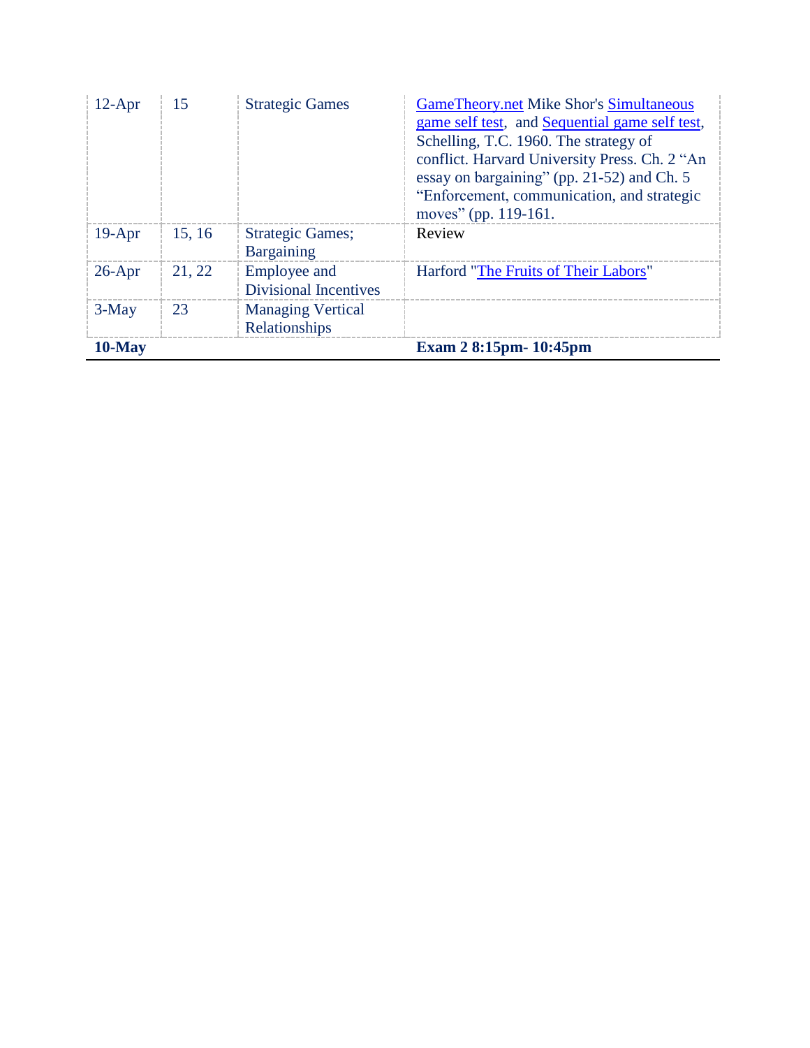| | | | |
|---|---|---|---|
| 12-Apr | 15 | Strategic Games | GameTheory.net Mike Shor's Simultaneous game self test, and Sequential game self test, Schelling, T.C. 1960. The strategy of conflict. Harvard University Press. Ch. 2 "An essay on bargaining" (pp. 21-52) and Ch. 5 "Enforcement, communication, and strategic moves" (pp. 119-161. |
| 19-Apr | 15, 16 | Strategic Games; Bargaining | Review |
| 26-Apr | 21, 22 | Employee and Divisional Incentives | Harford "The Fruits of Their Labors" |
| 3-May | 23 | Managing Vertical Relationships | |
| **10-May** | | | **Exam 2 8:15pm- 10:45pm** |